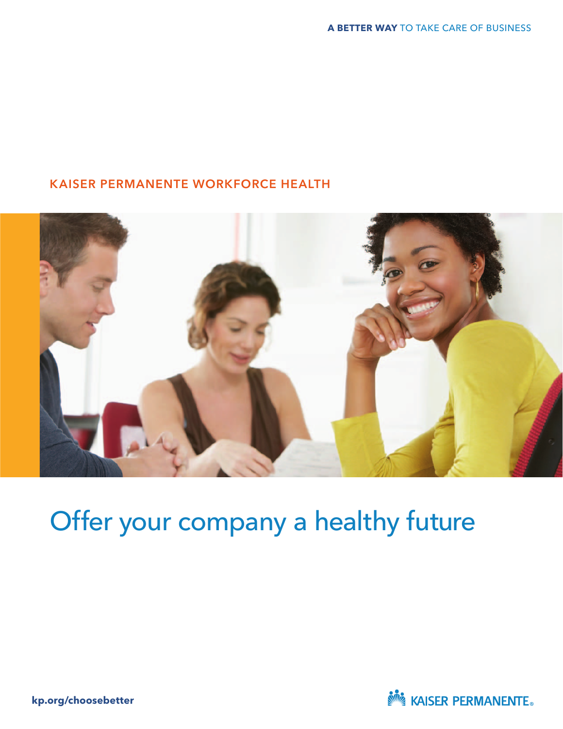**A BETTER WAY** TO TAKE CARE OF BUSINESS

KAISER PERMANENTE WORKFORCE HEALTH

# Offer your company a healthy future

**kp.org/choosebetter**

KAISER PERMANENTE®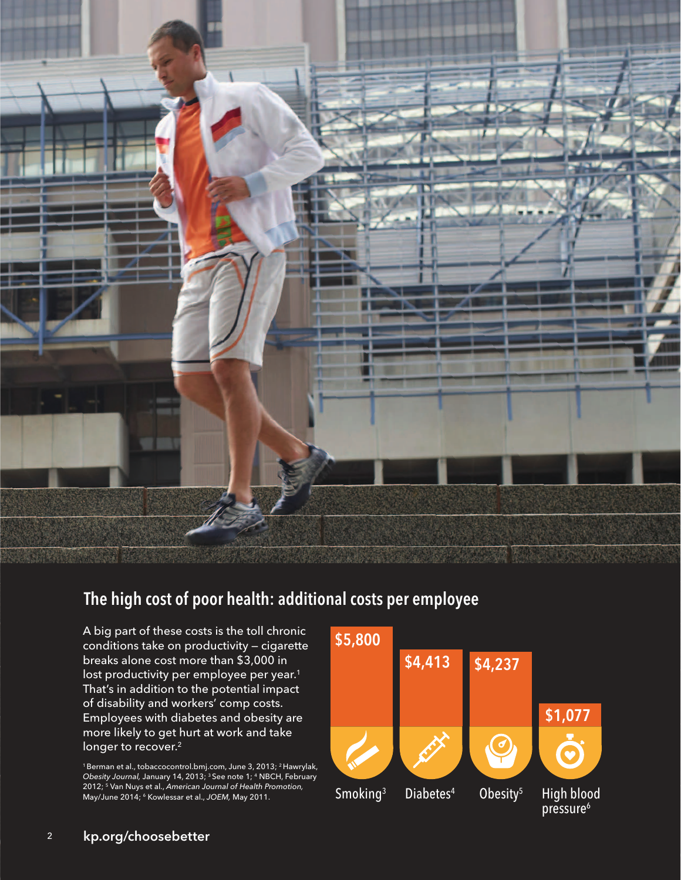## The high cost of poor health: additional costs per employee

A big part of these costs is the toll chronic conditions take on productivity — cigarette breaks alone cost more than $3,000 in lost productivity per employee per year.[1] That's in addition to the potential impact of disability and workers' comp costs. Employees with diabetes and obesity are more likely to get hurt at work and take longer to recover.[2]

| Condition | Additional cost per employee |
| --- | --- |
| Smoking[3] | $5,800 |
| Diabetes[4] | $4,413 |
| Obesity[5] | $4,237 |
| High blood pressure[6] | $1,077 |

[1] Berman et al., tobaccocontrol.bmj.com, June 3, 2013; [2] Hawrylak, *Obesity Journal,* January 14, 2013; [3] See note 1; [4] NBCH, February 2012; [5] Van Nuys et al., *American Journal of Health Promotion,* May/June 2014; [6] Kowlessar et al., *JOEM,* May 2011.

**kp.org/choosebetter**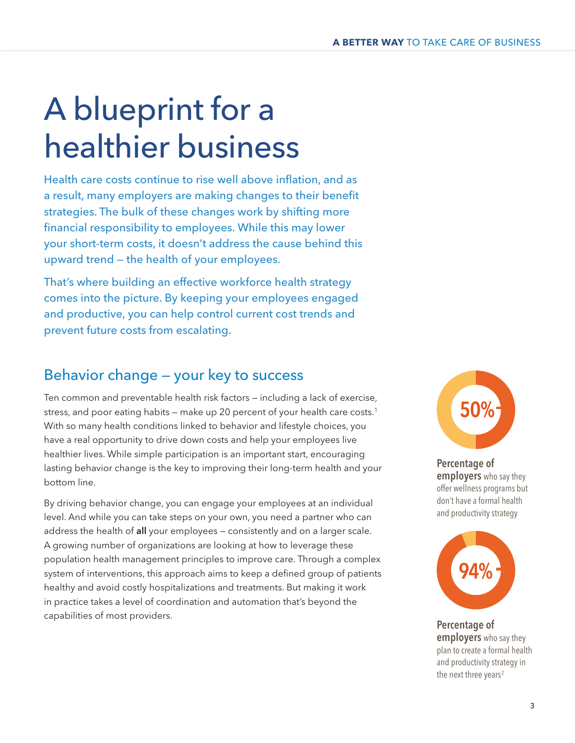# A blueprint for a healthier business

Health care costs continue to rise well above inflation, and as a result, many employers are making changes to their benefit strategies. The bulk of these changes work by shifting more financial responsibility to employees. While this may lower your short-term costs, it doesn't address the cause behind this upward trend — the health of your employees.

That's where building an effective workforce health strategy comes into the picture. By keeping your employees engaged and productive, you can help control current cost trends and prevent future costs from escalating.

## Behavior change — your key to success

Ten common and preventable health risk factors — including a lack of exercise, stress, and poor eating habits — make up 20 percent of your health care costs.[1] With so many health conditions linked to behavior and lifestyle choices, you have a real opportunity to drive down costs and help your employees live healthier lives. While simple participation is an important start, encouraging lasting behavior change is the key to improving their long-term health and your bottom line.

By driving behavior change, you can engage your employees at an individual level. And while you can take steps on your own, you need a partner who can address the health of **all** your employees — consistently and on a larger scale. A growing number of organizations are looking at how to leverage these population health management principles to improve care. Through a complex system of interventions, this approach aims to keep a defined group of patients healthy and avoid costly hospitalizations and treatments. But making it work in practice takes a level of coordination and automation that's beyond the capabilities of most providers.

**50%**

**Percentage of employers** who say they offer wellness programs but don't have a formal health and productivity strategy

**94%**

**Percentage of employers** who say they plan to create a formal health and productivity strategy in the next three years[2]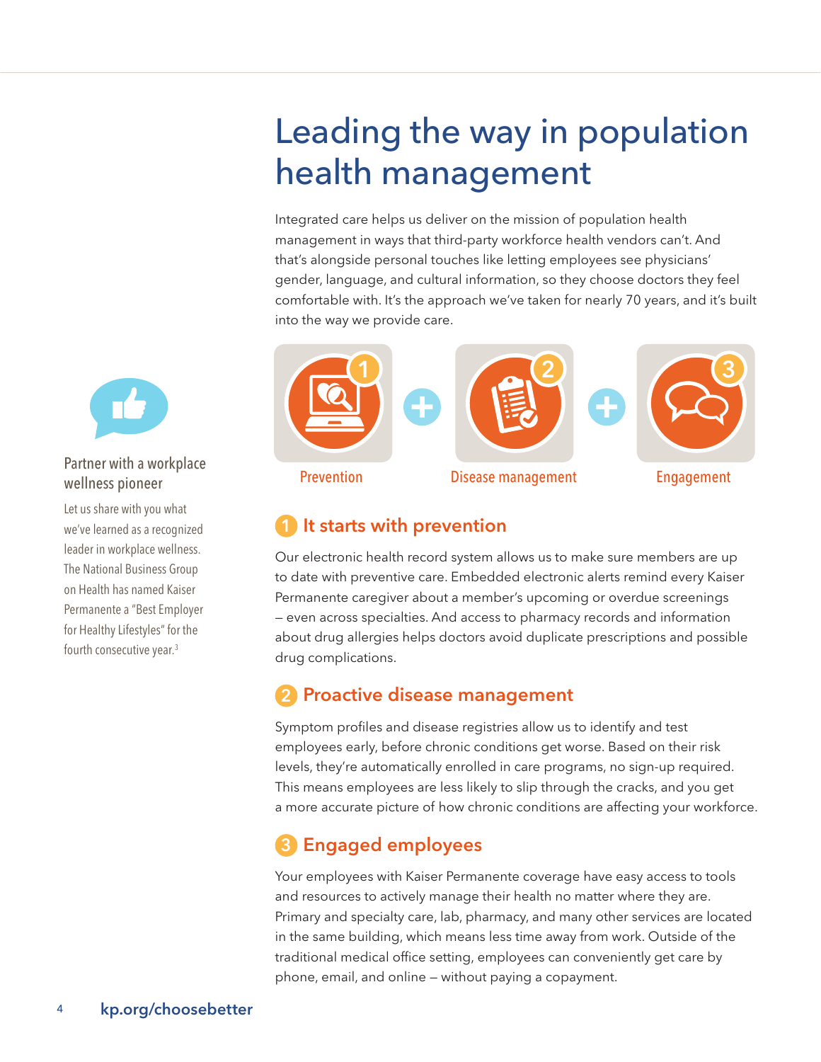# Leading the way in population health management

Integrated care helps us deliver on the mission of population health management in ways that third-party workforce health vendors can't. And that's alongside personal touches like letting employees see physicians' gender, language, and cultural information, so they choose doctors they feel comfortable with. It's the approach we've taken for nearly 70 years, and it's built into the way we provide care.

1 Prevention + 2 Disease management + 3 Engagement

## 1 It starts with prevention

Our electronic health record system allows us to make sure members are up to date with preventive care. Embedded electronic alerts remind every Kaiser Permanente caregiver about a member's upcoming or overdue screenings – even across specialties. And access to pharmacy records and information about drug allergies helps doctors avoid duplicate prescriptions and possible drug complications.

## 2 Proactive disease management

Symptom profiles and disease registries allow us to identify and test employees early, before chronic conditions get worse. Based on their risk levels, they're automatically enrolled in care programs, no sign-up required. This means employees are less likely to slip through the cracks, and you get a more accurate picture of how chronic conditions are affecting your workforce.

## 3 Engaged employees

Your employees with Kaiser Permanente coverage have easy access to tools and resources to actively manage their health no matter where they are. Primary and specialty care, lab, pharmacy, and many other services are located in the same building, which means less time away from work. Outside of the traditional medical office setting, employees can conveniently get care by phone, email, and online – without paying a copayment.

### Partner with a workplace wellness pioneer

Let us share with you what we've learned as a recognized leader in workplace wellness. The National Business Group on Health has named Kaiser Permanente a "Best Employer for Healthy Lifestyles" for the fourth consecutive year.[3]

kp.org/choosebetter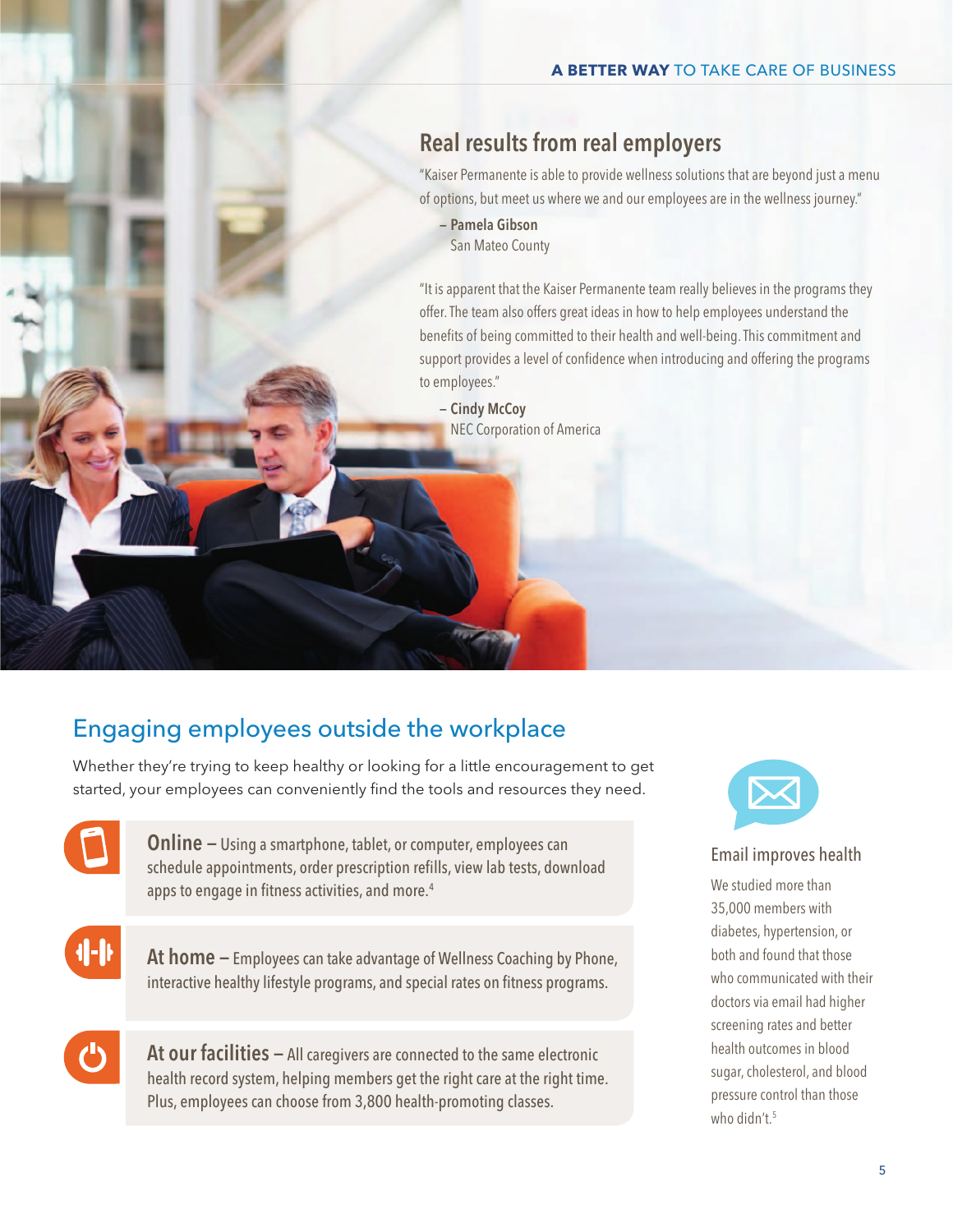## Real results from real employers

"Kaiser Permanente is able to provide wellness solutions that are beyond just a menu of options, but meet us where we and our employees are in the wellness journey."

– **Pamela Gibson**
San Mateo County

"It is apparent that the Kaiser Permanente team really believes in the programs they offer. The team also offers great ideas in how to help employees understand the benefits of being committed to their health and well-being. This commitment and support provides a level of confidence when introducing and offering the programs to employees."

– **Cindy McCoy**
NEC Corporation of America

## Engaging employees outside the workplace

Whether they're trying to keep healthy or looking for a little encouragement to get started, your employees can conveniently find the tools and resources they need.

**Online –** Using a smartphone, tablet, or computer, employees can schedule appointments, order prescription refills, view lab tests, download apps to engage in fitness activities, and more.[4]

**At home –** Employees can take advantage of Wellness Coaching by Phone, interactive healthy lifestyle programs, and special rates on fitness programs.

**At our facilities –** All caregivers are connected to the same electronic health record system, helping members get the right care at the right time. Plus, employees can choose from 3,800 health-promoting classes.

### Email improves health

We studied more than 35,000 members with diabetes, hypertension, or both and found that those who communicated with their doctors via email had higher screening rates and better health outcomes in blood sugar, cholesterol, and blood pressure control than those who didn't.[5]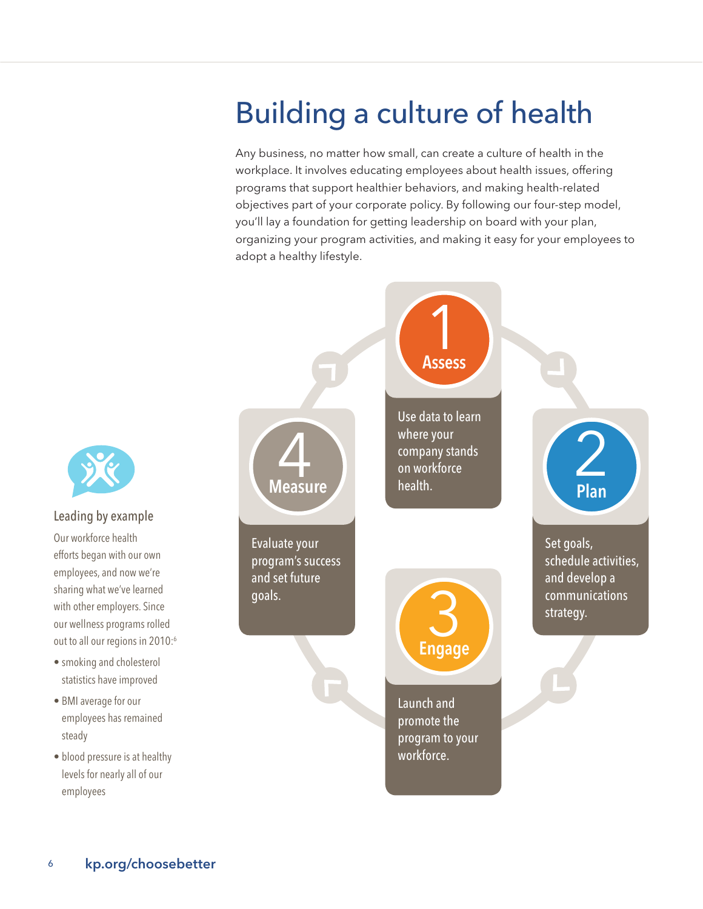# Building a culture of health

Any business, no matter how small, can create a culture of health in the workplace. It involves educating employees about health issues, offering programs that support healthier behaviors, and making health-related objectives part of your corporate policy. By following our four-step model, you'll lay a foundation for getting leadership on board with your plan, organizing your program activities, and making it easy for your employees to adopt a healthy lifestyle.

**1 Assess**

Use data to learn where your company stands on workforce health.

**2 Plan**

Set goals, schedule activities, and develop a communications strategy.

**3 Engage**

Launch and promote the program to your workforce.

**4 Measure**

Evaluate your program's success and set future goals.

### Leading by example

Our workforce health efforts began with our own employees, and now we're sharing what we've learned with other employers. Since our wellness programs rolled out to all our regions in 2010:[6]

- smoking and cholesterol statistics have improved
- BMI average for our employees has remained steady
- blood pressure is at healthy levels for nearly all of our employees

kp.org/choosebetter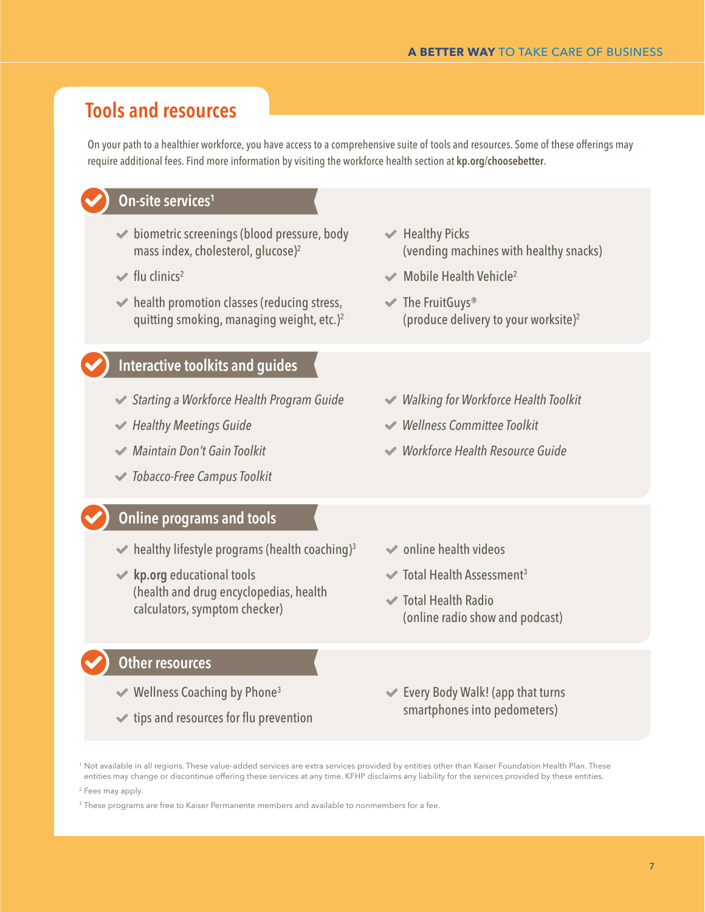## Tools and resources

On your path to a healthier workforce, you have access to a comprehensive suite of tools and resources. Some of these offerings may require additional fees. Find more information by visiting the workforce health section at **kp.org/choosebetter**.

### On-site services[1]

- biometric screenings (blood pressure, body mass index, cholesterol, glucose)[2]
- flu clinics[2]
- health promotion classes (reducing stress, quitting smoking, managing weight, etc.)[2]
- Healthy Picks (vending machines with healthy snacks)
- Mobile Health Vehicle[2]
- The FruitGuys® (produce delivery to your worksite)[2]

### Interactive toolkits and guides

- *Starting a Workforce Health Program Guide*
- *Healthy Meetings Guide*
- *Maintain Don't Gain Toolkit*
- *Tobacco-Free Campus Toolkit*
- *Walking for Workforce Health Toolkit*
- *Wellness Committee Toolkit*
- *Workforce Health Resource Guide*

### Online programs and tools

- healthy lifestyle programs (health coaching)[3]
- **kp.org** educational tools (health and drug encyclopedias, health calculators, symptom checker)
- online health videos
- Total Health Assessment[3]
- Total Health Radio (online radio show and podcast)

### Other resources

- Wellness Coaching by Phone[3]
- tips and resources for flu prevention
- Every Body Walk! (app that turns smartphones into pedometers)

[1] Not available in all regions. These value-added services are extra services provided by entities other than Kaiser Foundation Health Plan. These entities may change or discontinue offering these services at any time. KFHP disclaims any liability for the services provided by these entities.

[2] Fees may apply.

[3] These programs are free to Kaiser Permanente members and available to nonmembers for a fee.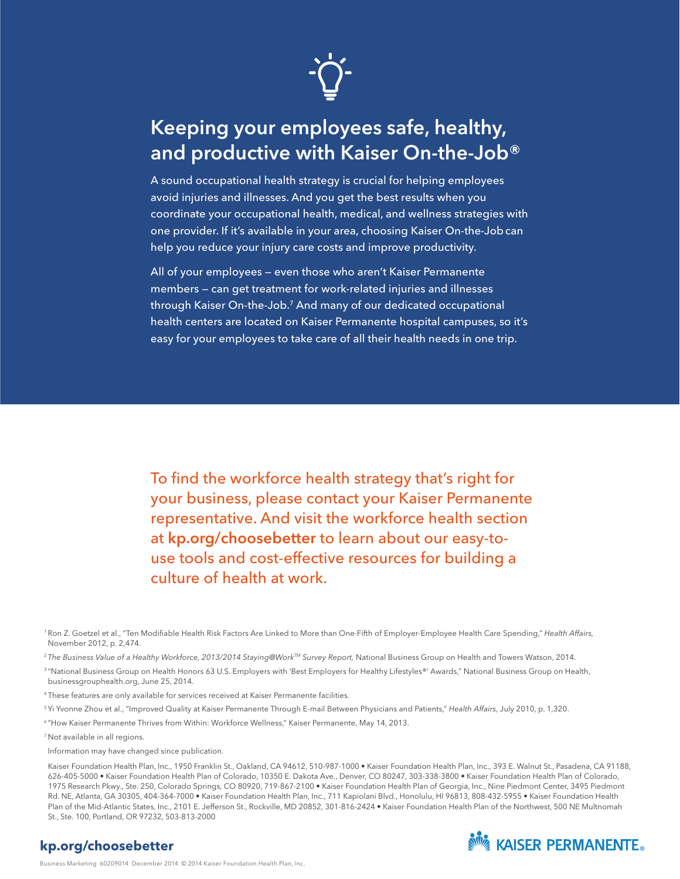## Keeping your employees safe, healthy, and productive with Kaiser On-the-Job®

A sound occupational health strategy is crucial for helping employees avoid injuries and illnesses. And you get the best results when you coordinate your occupational health, medical, and wellness strategies with one provider. If it's available in your area, choosing Kaiser On-the-Job can help you reduce your injury care costs and improve productivity.

All of your employees — even those who aren't Kaiser Permanente members — can get treatment for work-related injuries and illnesses through Kaiser On-the-Job.[7] And many of our dedicated occupational health centers are located on Kaiser Permanente hospital campuses, so it's easy for your employees to take care of all their health needs in one trip.

To find the workforce health strategy that's right for your business, please contact your Kaiser Permanente representative. And visit the workforce health section at **kp.org/choosebetter** to learn about our easy-to-use tools and cost-effective resources for building a culture of health at work.

[1] Ron Z. Goetzel et al., "Ten Modifiable Health Risk Factors Are Linked to More than One-Fifth of Employer-Employee Health Care Spending," *Health Affairs,* November 2012, p. 2,474.

[2] *The Business Value of a Healthy Workforce, 2013/2014 Staying@Work™ Survey Report,* National Business Group on Health and Towers Watson, 2014.

[3] "National Business Group on Health Honors 63 U.S. Employers with 'Best Employers for Healthy Lifestyles®' Awards," National Business Group on Health, businessgrouphealth.org, June 25, 2014.

[4] These features are only available for services received at Kaiser Permanente facilities.

[5] Yi Yvonne Zhou et al., "Improved Quality at Kaiser Permanente Through E-mail Between Physicians and Patients," *Health Affairs,* July 2010, p. 1,320.

[6] "How Kaiser Permanente Thrives from Within: Workforce Wellness," Kaiser Permanente, May 14, 2013.

[7] Not available in all regions.

Information may have changed since publication.

Kaiser Foundation Health Plan, Inc., 1950 Franklin St., Oakland, CA 94612, 510-987-1000 • Kaiser Foundation Health Plan, Inc., 393 E. Walnut St., Pasadena, CA 91188, 626-405-5000 • Kaiser Foundation Health Plan of Colorado, 10350 E. Dakota Ave., Denver, CO 80247, 303-338-3800 • Kaiser Foundation Health Plan of Colorado, 1975 Research Pkwy., Ste. 250, Colorado Springs, CO 80920, 719-867-2100 • Kaiser Foundation Health Plan of Georgia, Inc., Nine Piedmont Center, 3495 Piedmont Rd. NE, Atlanta, GA 30305, 404-364-7000 • Kaiser Foundation Health Plan, Inc., 711 Kapiolani Blvd., Honolulu, HI 96813, 808-432-5955 • Kaiser Foundation Health Plan of the Mid-Atlantic States, Inc., 2101 E. Jefferson St., Rockville, MD 20852, 301-816-2424 • Kaiser Foundation Health Plan of the Northwest, 500 NE Multnomah St., Ste. 100, Portland, OR 97232, 503-813-2000

**kp.org/choosebetter**

KAISER PERMANENTE®

Business Marketing 60209014 December 2014 © 2014 Kaiser Foundation Health Plan, Inc.